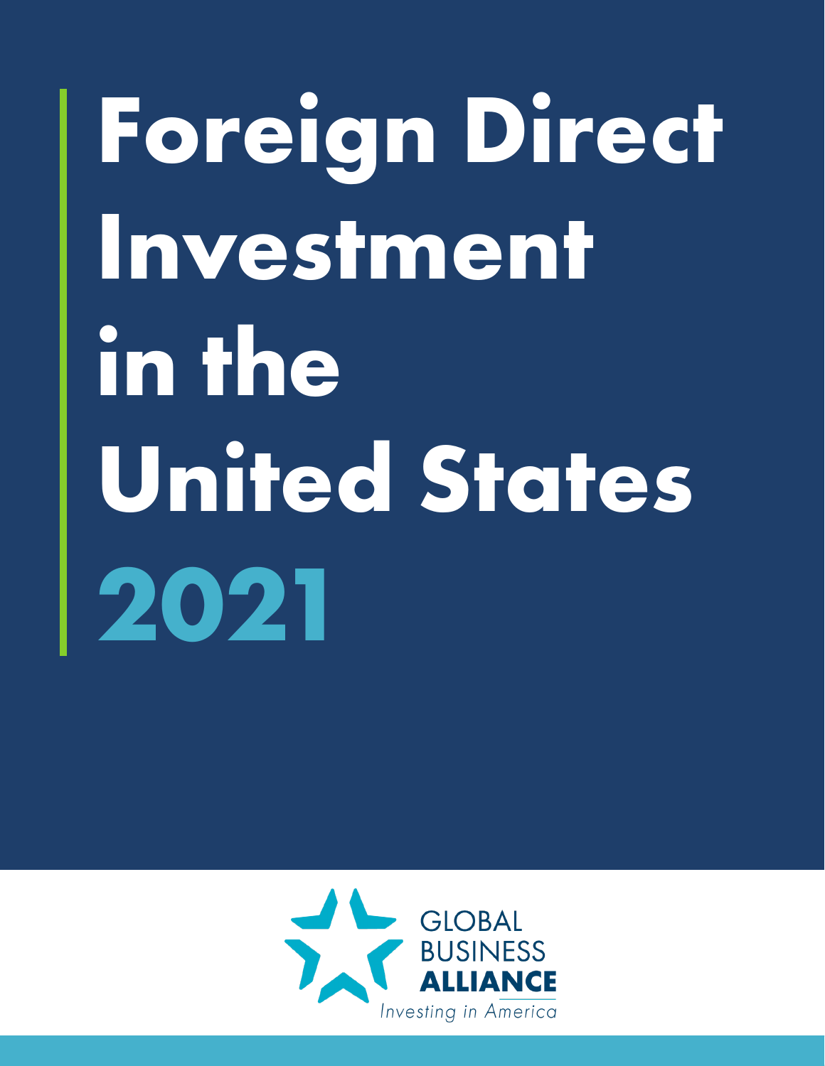# Foreign Direct Investment in the United States 2021

GLOBAL BUSINESS ALLIANCE

*Investing in America*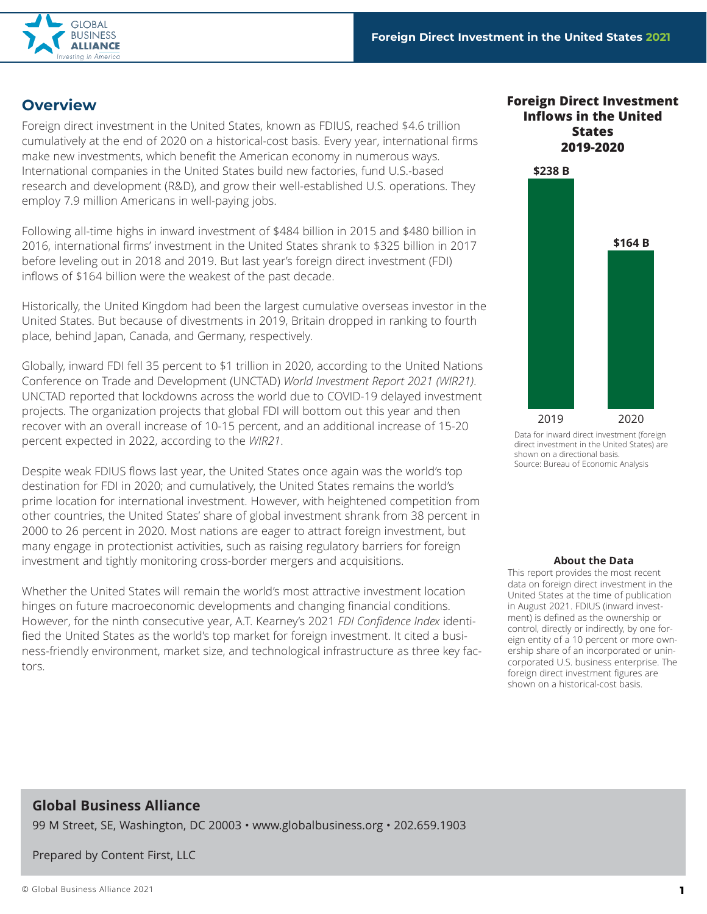## Overview

Foreign direct investment in the United States, known as FDIUS, reached $4.6 trillion cumulatively at the end of 2020 at a historical-cost basis. Every year, international firms make new investments, which benefit the American economy in numerous ways. International companies in the United States build new factories, fund U.S.-based research and development (R&D), and grow their well-established U.S. operations. They employ 7.9 million Americans in well-paying jobs.

Following all-time highs in inward investment of $484 billion in 2015 and $480 billion in 2016, international firms' investment in the United States shrank to $325 billion in 2017 before leveling out in 2018 and 2019. But last year's foreign direct investment (FDI) inflows of $164 billion were the weakest of the past decade.

Historically, the United Kingdom had been the largest cumulative overseas investor in the United States. But because of divestments in 2019, Britain dropped in ranking to fourth place, behind Japan, Canada, and Germany, respectively.

Globally, inward FDI fell 35 percent to $1 trillion in 2020, according to the United Nations Conference on Trade and Development (UNCTAD) *World Investment Report 2021 (WIR21)*. UNCTAD reported that lockdowns across the world due to COVID-19 delayed investment projects. The organization projects that global FDI will bottom out this year and then recover with an overall increase of 10-15 percent, and an additional increase of 15-20 percent expected in 2022, according to the *WIR21*.

Despite weak FDIUS flows last year, the United States once again was the world's top destination for FDI in 2020; and cumulatively, the United States remains the world's prime location for international investment. However, with heightened competition from other countries, the United States' share of global investment shrank from 38 percent in 2000 to 26 percent in 2020. Most nations are eager to attract foreign investment, but many engage in protectionist activities, such as raising regulatory barriers for foreign investment and tightly monitoring cross-border mergers and acquisitions.

Whether the United States will remain the world's most attractive investment location hinges on future macroeconomic developments and changing financial conditions. However, for the ninth consecutive year, A.T. Kearney's 2021 *FDI Confidence Index* identified the United States as the world's top market for foreign investment. It cited a business-friendly environment, market size, and technological infrastructure as three key factors.

### Foreign Direct Investment Inflows in the United States 2019-2020

| Year | Inflows |
|---|---|
| 2019 | $238 B |
| 2020 | $164 B |

Data for inward direct investment (foreign direct investment in the United States) are shown on a directional basis.
Source: Bureau of Economic Analysis

### About the Data

This report provides the most recent data on foreign direct investment in the United States at the time of publication in August 2021. FDIUS (inward investment) is defined as the ownership or control, directly or indirectly, by one foreign entity of a 10 percent or more ownership share of an incorporated or unincorporated U.S. business enterprise. The foreign direct investment figures are shown on a historical-cost basis.

**Global Business Alliance**

99 M Street, SE, Washington, DC 20003 • www.globalbusiness.org • 202.659.1903

Prepared by Content First, LLC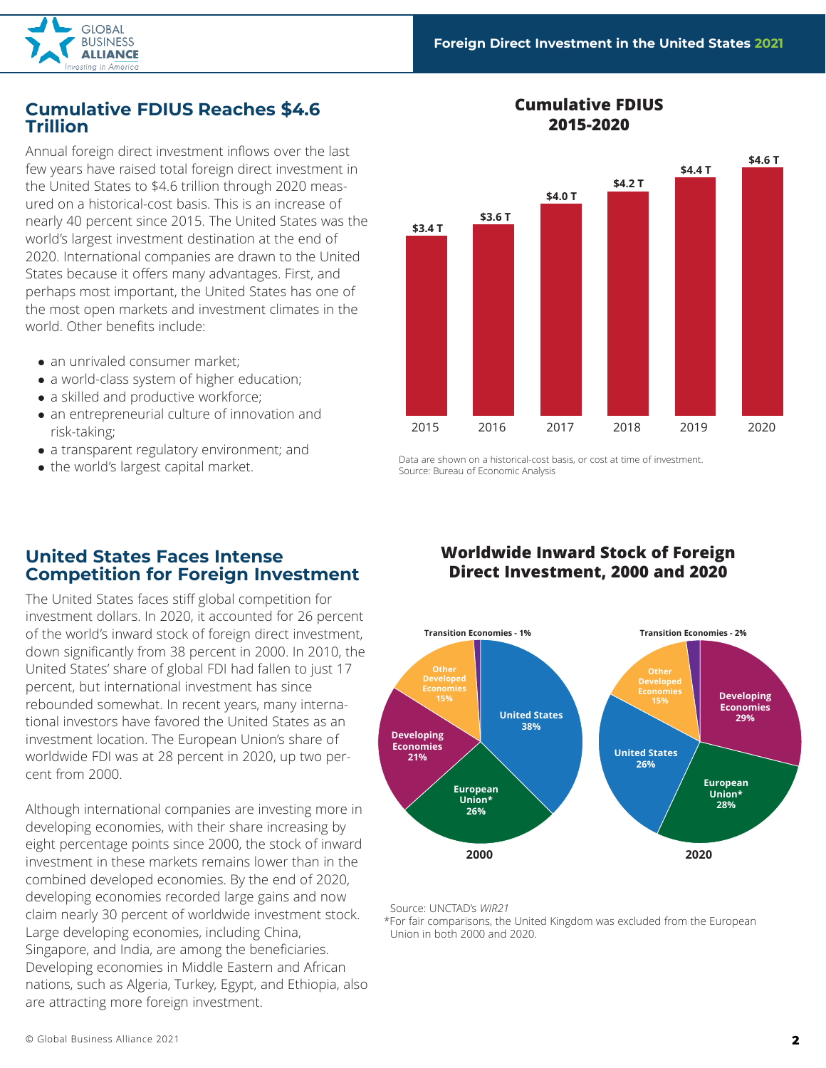## Cumulative FDIUS Reaches $4.6 Trillion

Annual foreign direct investment inflows over the last few years have raised total foreign direct investment in the United States to $4.6 trillion through 2020 measured on a historical-cost basis. This is an increase of nearly 40 percent since 2015. The United States was the world's largest investment destination at the end of 2020. International companies are drawn to the United States because it offers many advantages. First, and perhaps most important, the United States has one of the most open markets and investment climates in the world. Other benefits include:

- an unrivaled consumer market;
- a world-class system of higher education;
- a skilled and productive workforce;
- an entrepreneurial culture of innovation and risk-taking;
- a transparent regulatory environment; and
- the world's largest capital market.

**Cumulative FDIUS 2015-2020**

| Year | Cumulative FDIUS |
| --- | --- |
| 2015 | $3.4 T |
| 2016 | $3.6 T |
| 2017 | $4.0 T |
| 2018 | $4.2 T |
| 2019 | $4.4 T |
| 2020 | $4.6 T |

Data are shown on a historical-cost basis, or cost at time of investment.
Source: Bureau of Economic Analysis

## United States Faces Intense Competition for Foreign Investment

The United States faces stiff global competition for investment dollars. In 2020, it accounted for 26 percent of the world's inward stock of foreign direct investment, down significantly from 38 percent in 2000. In 2010, the United States' share of global FDI had fallen to just 17 percent, but international investment has since rebounded somewhat. In recent years, many international investors have favored the United States as an investment location. The European Union's share of worldwide FDI was at 28 percent in 2020, up two percent from 2000.

Although international companies are investing more in developing economies, with their share increasing by eight percentage points since 2000, the stock of inward investment in these markets remains lower than in the combined developed economies. By the end of 2020, developing economies recorded large gains and now claim nearly 30 percent of worldwide investment stock. Large developing economies, including China, Singapore, and India, are among the beneficiaries. Developing economies in Middle Eastern and African nations, such as Algeria, Turkey, Egypt, and Ethiopia, also are attracting more foreign investment.

**Worldwide Inward Stock of Foreign Direct Investment, 2000 and 2020**

| Region | 2000 | 2020 |
| --- | --- | --- |
| United States | 38% | 26% |
| European Union* | 26% | 28% |
| Developing Economies | 21% | 29% |
| Other Developed Economies | 15% | 15% |
| Transition Economies | 1% | 2% |

Source: UNCTAD's *WIR21*

*For fair comparisons, the United Kingdom was excluded from the European Union in both 2000 and 2020.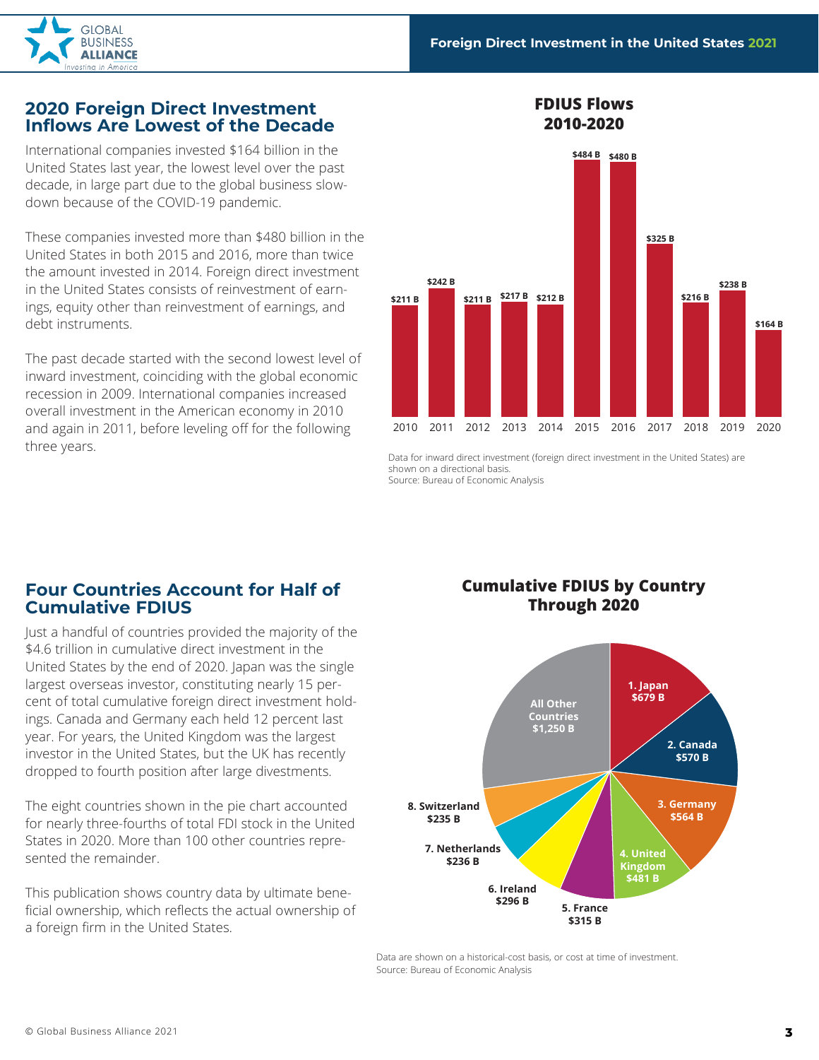## 2020 Foreign Direct Investment Inflows Are Lowest of the Decade

International companies invested $164 billion in the United States last year, the lowest level over the past decade, in large part due to the global business slowdown because of the COVID-19 pandemic.

These companies invested more than $480 billion in the United States in both 2015 and 2016, more than twice the amount invested in 2014. Foreign direct investment in the United States consists of reinvestment of earnings, equity other than reinvestment of earnings, and debt instruments.

The past decade started with the second lowest level of inward investment, coinciding with the global economic recession in 2009. International companies increased overall investment in the American economy in 2010 and again in 2011, before leveling off for the following three years.

**FDIUS Flows 2010-2020**

| Year | FDIUS Flows |
|---|---|
| 2010 | $211 B |
| 2011 | $242 B |
| 2012 | $211 B |
| 2013 | $217 B |
| 2014 | $212 B |
| 2015 | $484 B |
| 2016 | $480 B |
| 2017 | $325 B |
| 2018 | $216 B |
| 2019 | $238 B |
| 2020 | $164 B |

Data for inward direct investment (foreign direct investment in the United States) are shown on a directional basis.
Source: Bureau of Economic Analysis

## Four Countries Account for Half of Cumulative FDIUS

Just a handful of countries provided the majority of the $4.6 trillion in cumulative direct investment in the United States by the end of 2020. Japan was the single largest overseas investor, constituting nearly 15 percent of total cumulative foreign direct investment holdings. Canada and Germany each held 12 percent last year. For years, the United Kingdom was the largest investor in the United States, but the UK has recently dropped to fourth position after large divestments.

The eight countries shown in the pie chart accounted for nearly three-fourths of total FDI stock in the United States in 2020. More than 100 other countries represented the remainder.

This publication shows country data by ultimate beneficial ownership, which reflects the actual ownership of a foreign firm in the United States.

**Cumulative FDIUS by Country Through 2020**

| Country | Cumulative FDIUS |
|---|---|
| 1. Japan | $679 B |
| 2. Canada | $570 B |
| 3. Germany | $564 B |
| 4. United Kingdom | $481 B |
| 5. France | $315 B |
| 6. Ireland | $296 B |
| 7. Netherlands | $236 B |
| 8. Switzerland | $235 B |
| All Other Countries | $1,250 B |

Data are shown on a historical-cost basis, or cost at time of investment.
Source: Bureau of Economic Analysis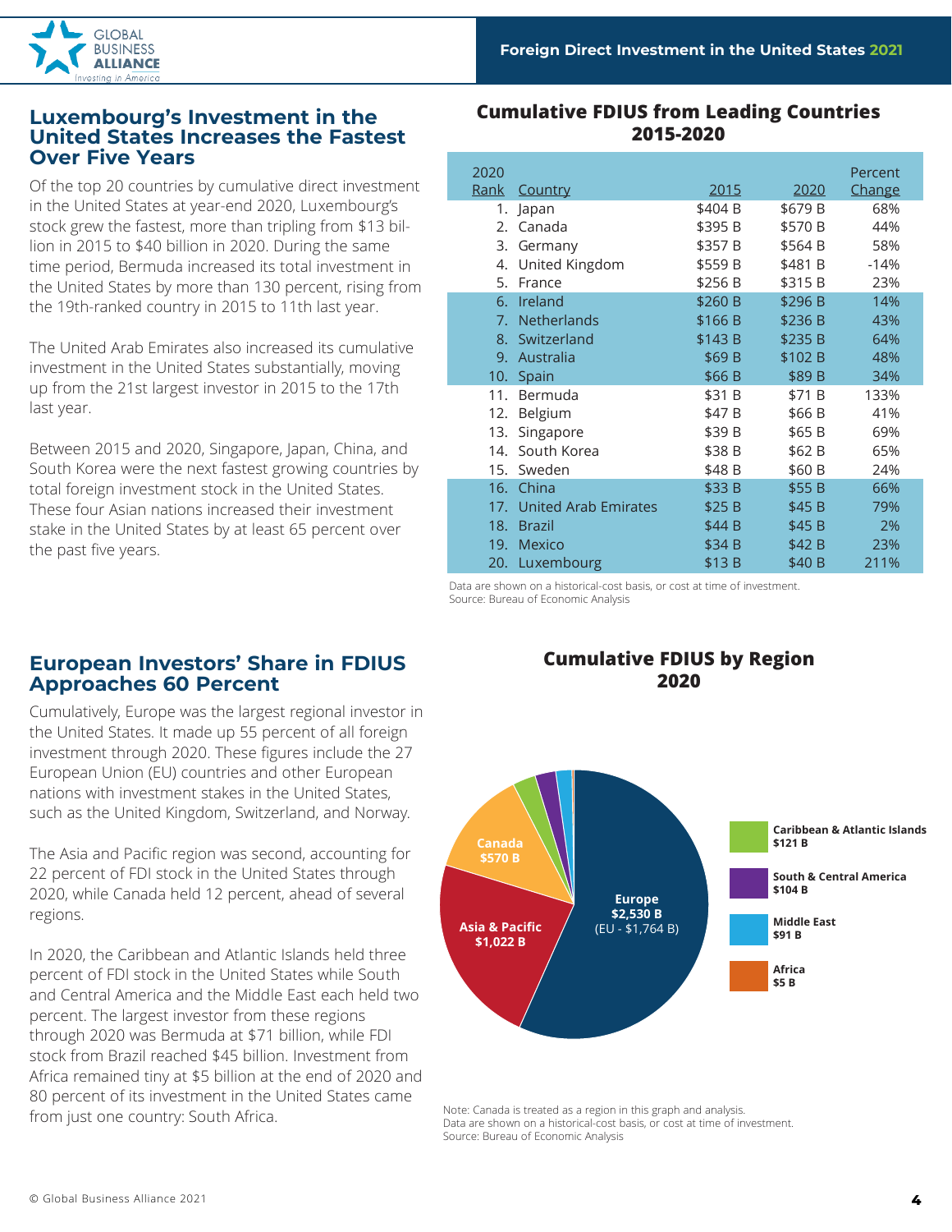## Luxembourg's Investment in the United States Increases the Fastest Over Five Years

Of the top 20 countries by cumulative direct investment in the United States at year-end 2020, Luxembourg's stock grew the fastest, more than tripling from $13 billion in 2015 to $40 billion in 2020. During the same time period, Bermuda increased its total investment in the United States by more than 130 percent, rising from the 19th-ranked country in 2015 to 11th last year.

The United Arab Emirates also increased its cumulative investment in the United States substantially, moving up from the 21st largest investor in 2015 to the 17th last year.

Between 2015 and 2020, Singapore, Japan, China, and South Korea were the next fastest growing countries by total foreign investment stock in the United States. These four Asian nations increased their investment stake in the United States by at least 65 percent over the past five years.

### Cumulative FDIUS from Leading Countries 2015-2020

| 2020 Rank | Country | 2015 | 2020 | Percent Change |
|---|---|---|---|---|
| 1. | Japan | $404 B | $679 B | 68% |
| 2. | Canada | $395 B | $570 B | 44% |
| 3. | Germany | $357 B | $564 B | 58% |
| 4. | United Kingdom | $559 B | $481 B | -14% |
| 5. | France | $256 B | $315 B | 23% |
| 6. | Ireland | $260 B | $296 B | 14% |
| 7. | Netherlands | $166 B | $236 B | 43% |
| 8. | Switzerland | $143 B | $235 B | 64% |
| 9. | Australia | $69 B | $102 B | 48% |
| 10. | Spain | $66 B | $89 B | 34% |
| 11. | Bermuda | $31 B | $71 B | 133% |
| 12. | Belgium | $47 B | $66 B | 41% |
| 13. | Singapore | $39 B | $65 B | 69% |
| 14. | South Korea | $38 B | $62 B | 65% |
| 15. | Sweden | $48 B | $60 B | 24% |
| 16. | China | $33 B | $55 B | 66% |
| 17. | United Arab Emirates | $25 B | $45 B | 79% |
| 18. | Brazil | $44 B | $45 B | 2% |
| 19. | Mexico | $34 B | $42 B | 23% |
| 20. | Luxembourg | $13 B | $40 B | 211% |

Data are shown on a historical-cost basis, or cost at time of investment.
Source: Bureau of Economic Analysis

## European Investors' Share in FDIUS Approaches 60 Percent

Cumulatively, Europe was the largest regional investor in the United States. It made up 55 percent of all foreign investment through 2020. These figures include the 27 European Union (EU) countries and other European nations with investment stakes in the United States, such as the United Kingdom, Switzerland, and Norway.

The Asia and Pacific region was second, accounting for 22 percent of FDI stock in the United States through 2020, while Canada held 12 percent, ahead of several regions.

In 2020, the Caribbean and Atlantic Islands held three percent of FDI stock in the United States while South and Central America and the Middle East each held two percent. The largest investor from these regions through 2020 was Bermuda at $71 billion, while FDI stock from Brazil reached $45 billion. Investment from Africa remained tiny at $5 billion at the end of 2020 and 80 percent of its investment in the United States came from just one country: South Africa.

### Cumulative FDIUS by Region 2020

- Europe: $2,530 B (EU - $1,764 B)
- Asia & Pacific: $1,022 B
- Canada: $570 B
- Caribbean & Atlantic Islands: $121 B
- South & Central America: $104 B
- Middle East: $91 B
- Africa: $5 B

Note: Canada is treated as a region in this graph and analysis.
Data are shown on a historical-cost basis, or cost at time of investment.
Source: Bureau of Economic Analysis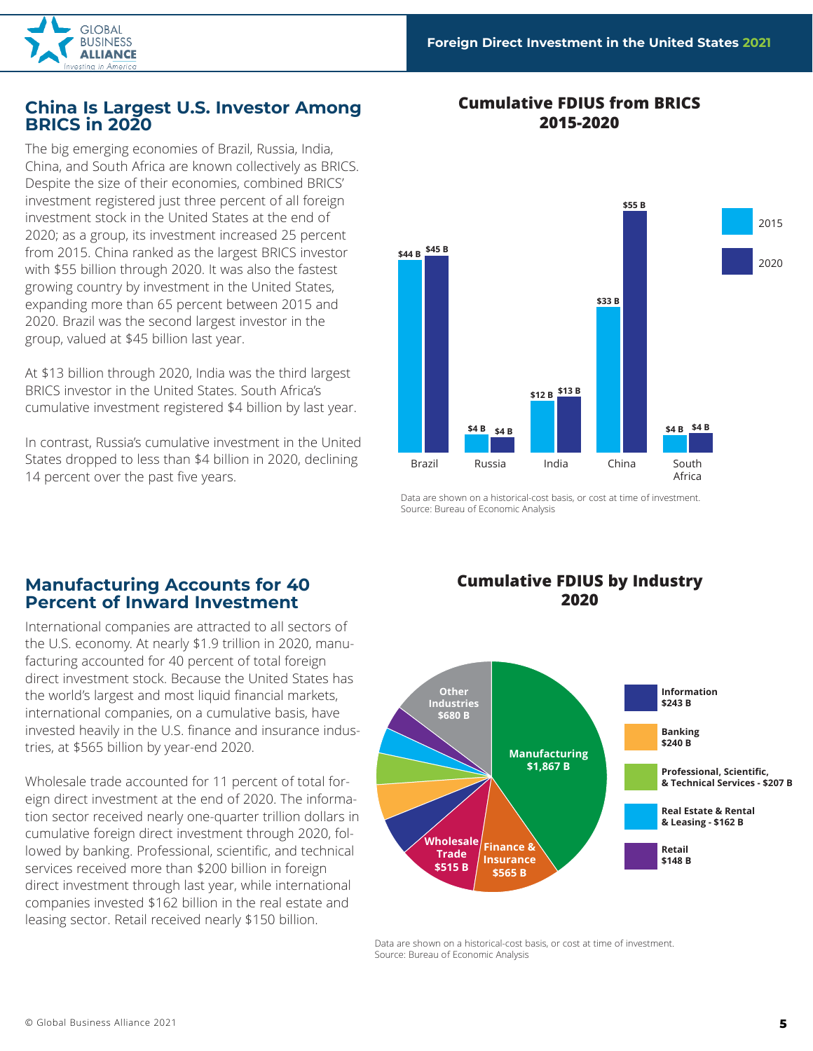## China Is Largest U.S. Investor Among BRICS in 2020

The big emerging economies of Brazil, Russia, India, China, and South Africa are known collectively as BRICS. Despite the size of their economies, combined BRICS' investment registered just three percent of all foreign investment stock in the United States at the end of 2020; as a group, its investment increased 25 percent from 2015. China ranked as the largest BRICS investor with $55 billion through 2020. It was also the fastest growing country by investment in the United States, expanding more than 65 percent between 2015 and 2020. Brazil was the second largest investor in the group, valued at $45 billion last year.

At $13 billion through 2020, India was the third largest BRICS investor in the United States. South Africa's cumulative investment registered $4 billion by last year.

In contrast, Russia's cumulative investment in the United States dropped to less than $4 billion in 2020, declining 14 percent over the past five years.

### Cumulative FDIUS from BRICS 2015-2020

| Country | 2015 | 2020 |
|---|---|---|
| Brazil | $44 B | $45 B |
| Russia | $4 B | $4 B |
| India | $12 B | $13 B |
| China | $33 B | $55 B |
| South Africa | $4 B | $4 B |

Data are shown on a historical-cost basis, or cost at time of investment.
Source: Bureau of Economic Analysis

## Manufacturing Accounts for 40 Percent of Inward Investment

International companies are attracted to all sectors of the U.S. economy. At nearly $1.9 trillion in 2020, manufacturing accounted for 40 percent of total foreign direct investment stock. Because the United States has the world's largest and most liquid financial markets, international companies, on a cumulative basis, have invested heavily in the U.S. finance and insurance industries, at $565 billion by year-end 2020.

Wholesale trade accounted for 11 percent of total foreign direct investment at the end of 2020. The information sector received nearly one-quarter trillion dollars in cumulative foreign direct investment through 2020, followed by banking. Professional, scientific, and technical services received more than $200 billion in foreign direct investment through last year, while international companies invested $162 billion in the real estate and leasing sector. Retail received nearly $150 billion.

### Cumulative FDIUS by Industry 2020

| Industry | Value |
|---|---|
| Manufacturing | $1,867 B |
| Other Industries | $680 B |
| Finance & Insurance | $565 B |
| Wholesale Trade | $515 B |
| Information | $243 B |
| Banking | $240 B |
| Professional, Scientific, & Technical Services | $207 B |
| Real Estate & Rental & Leasing | $162 B |
| Retail | $148 B |

Data are shown on a historical-cost basis, or cost at time of investment.
Source: Bureau of Economic Analysis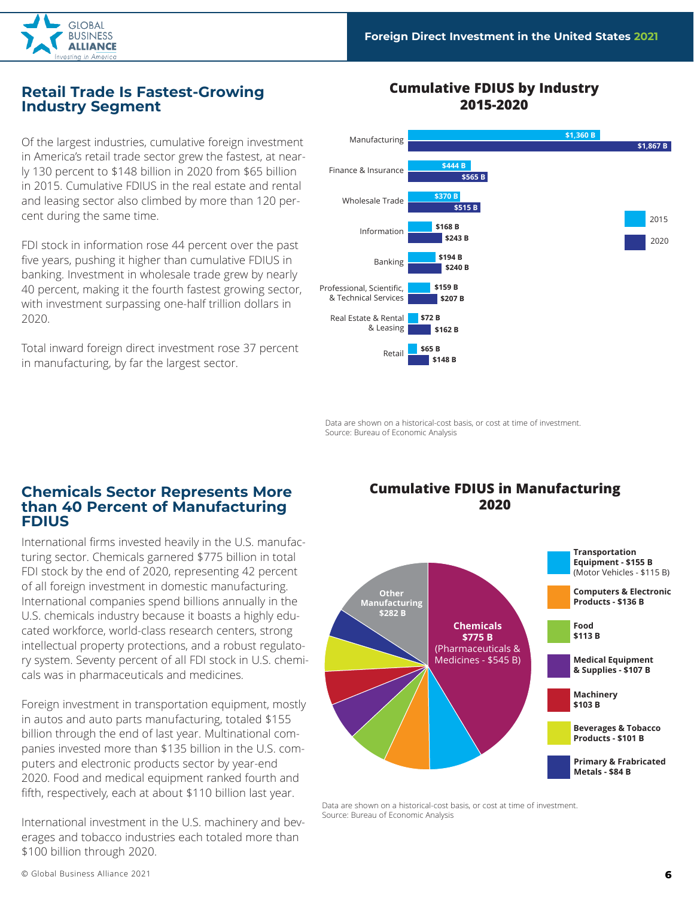## Retail Trade Is Fastest-Growing Industry Segment

Of the largest industries, cumulative foreign investment in America's retail trade sector grew the fastest, at nearly 130 percent to $148 billion in 2020 from $65 billion in 2015. Cumulative FDIUS in the real estate and rental and leasing sector also climbed by more than 120 percent during the same time.

FDI stock in information rose 44 percent over the past five years, pushing it higher than cumulative FDIUS in banking. Investment in wholesale trade grew by nearly 40 percent, making it the fourth fastest growing sector, with investment surpassing one-half trillion dollars in 2020.

Total inward foreign direct investment rose 37 percent in manufacturing, by far the largest sector.

### Cumulative FDIUS by Industry 2015-2020

| Industry | 2015 | 2020 |
|---|---|---|
| Manufacturing | $1,360 B | $1,867 B |
| Finance & Insurance | $444 B | $565 B |
| Wholesale Trade | $370 B | $515 B |
| Information | $168 B | $243 B |
| Banking | $194 B | $240 B |
| Professional, Scientific, & Technical Services | $159 B | $207 B |
| Real Estate & Rental & Leasing | $72 B | $162 B |
| Retail | $65 B | $148 B |

Data are shown on a historical-cost basis, or cost at time of investment.
Source: Bureau of Economic Analysis

## Chemicals Sector Represents More than 40 Percent of Manufacturing FDIUS

International firms invested heavily in the U.S. manufacturing sector. Chemicals garnered $775 billion in total FDI stock by the end of 2020, representing 42 percent of all foreign investment in domestic manufacturing. International companies spend billions annually in the U.S. chemicals industry because it boasts a highly educated workforce, world-class research centers, strong intellectual property protections, and a robust regulatory system. Seventy percent of all FDI stock in U.S. chemicals was in pharmaceuticals and medicines.

Foreign investment in transportation equipment, mostly in autos and auto parts manufacturing, totaled $155 billion through the end of last year. Multinational companies invested more than $135 billion in the U.S. computers and electronic products sector by year-end 2020. Food and medical equipment ranked fourth and fifth, respectively, each at about $110 billion last year.

International investment in the U.S. machinery and beverages and tobacco industries each totaled more than $100 billion through 2020.

### Cumulative FDIUS in Manufacturing 2020

| Sector | Amount |
|---|---|
| Chemicals (Pharmaceuticals & Medicines - $545 B) | $775 B |
| Transportation Equipment (Motor Vehicles - $115 B) | $155 B |
| Computers & Electronic Products | $136 B |
| Food | $113 B |
| Medical Equipment & Supplies | $107 B |
| Machinery | $103 B |
| Beverages & Tobacco Products | $101 B |
| Primary & Frabricated Metals | $84 B |
| Other Manufacturing | $282 B |

Data are shown on a historical-cost basis, or cost at time of investment.
Source: Bureau of Economic Analysis

© Global Business Alliance 2021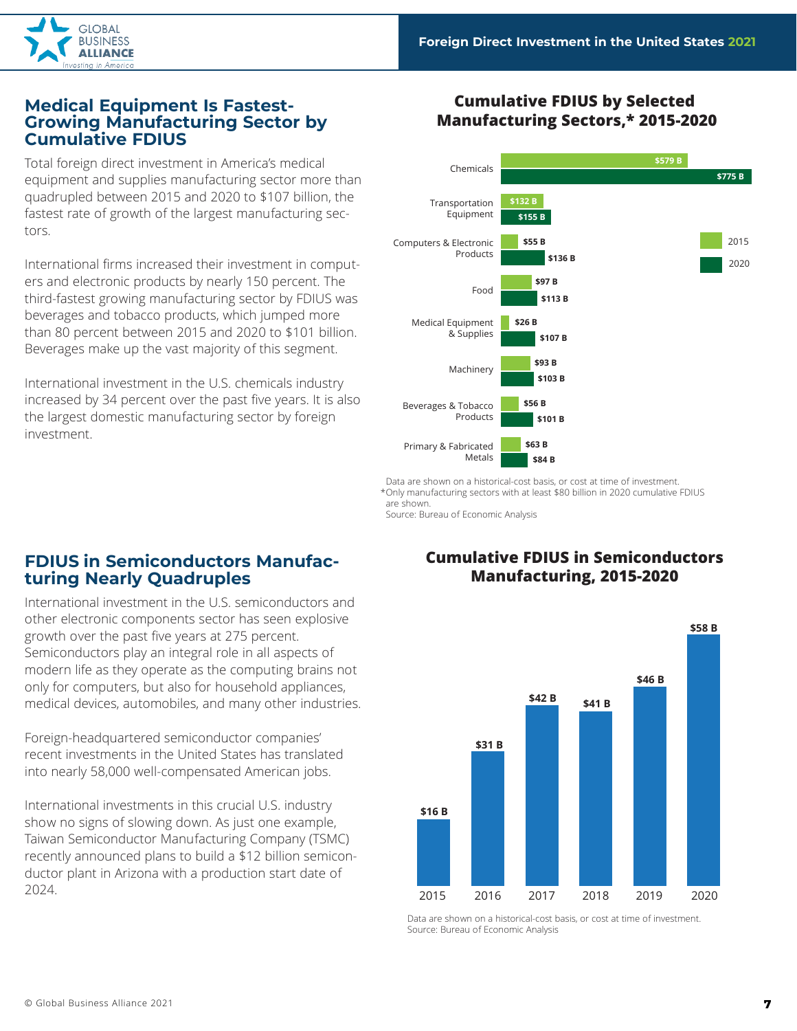## Medical Equipment Is Fastest-Growing Manufacturing Sector by Cumulative FDIUS

Total foreign direct investment in America's medical equipment and supplies manufacturing sector more than quadrupled between 2015 and 2020 to $107 billion, the fastest rate of growth of the largest manufacturing sectors.

International firms increased their investment in computers and electronic products by nearly 150 percent. The third-fastest growing manufacturing sector by FDIUS was beverages and tobacco products, which jumped more than 80 percent between 2015 and 2020 to $101 billion. Beverages make up the vast majority of this segment.

International investment in the U.S. chemicals industry increased by 34 percent over the past five years. It is also the largest domestic manufacturing sector by foreign investment.

### Cumulative FDIUS by Selected Manufacturing Sectors,* 2015-2020

| Sector | 2015 | 2020 |
|---|---|---|
| Chemicals | $579 B | $775 B |
| Transportation Equipment | $132 B | $155 B |
| Computers & Electronic Products | $55 B | $136 B |
| Food | $97 B | $113 B |
| Medical Equipment & Supplies | $26 B | $107 B |
| Machinery | $93 B | $103 B |
| Beverages & Tobacco Products | $56 B | $101 B |
| Primary & Fabricated Metals | $63 B | $84 B |

Data are shown on a historical-cost basis, or cost at time of investment.
*Only manufacturing sectors with at least $80 billion in 2020 cumulative FDIUS are shown.
Source: Bureau of Economic Analysis

## FDIUS in Semiconductors Manufacturing Nearly Quadruples

International investment in the U.S. semiconductors and other electronic components sector has seen explosive growth over the past five years at 275 percent. Semiconductors play an integral role in all aspects of modern life as they operate as the computing brains not only for computers, but also for household appliances, medical devices, automobiles, and many other industries.

Foreign-headquartered semiconductor companies' recent investments in the United States has translated into nearly 58,000 well-compensated American jobs.

International investments in this crucial U.S. industry show no signs of slowing down. As just one example, Taiwan Semiconductor Manufacturing Company (TSMC) recently announced plans to build a $12 billion semiconductor plant in Arizona with a production start date of 2024.

### Cumulative FDIUS in Semiconductors Manufacturing, 2015-2020

| Year | Cumulative FDIUS |
|---|---|
| 2015 | $16 B |
| 2016 | $31 B |
| 2017 | $42 B |
| 2018 | $41 B |
| 2019 | $46 B |
| 2020 | $58 B |

Data are shown on a historical-cost basis, or cost at time of investment.
Source: Bureau of Economic Analysis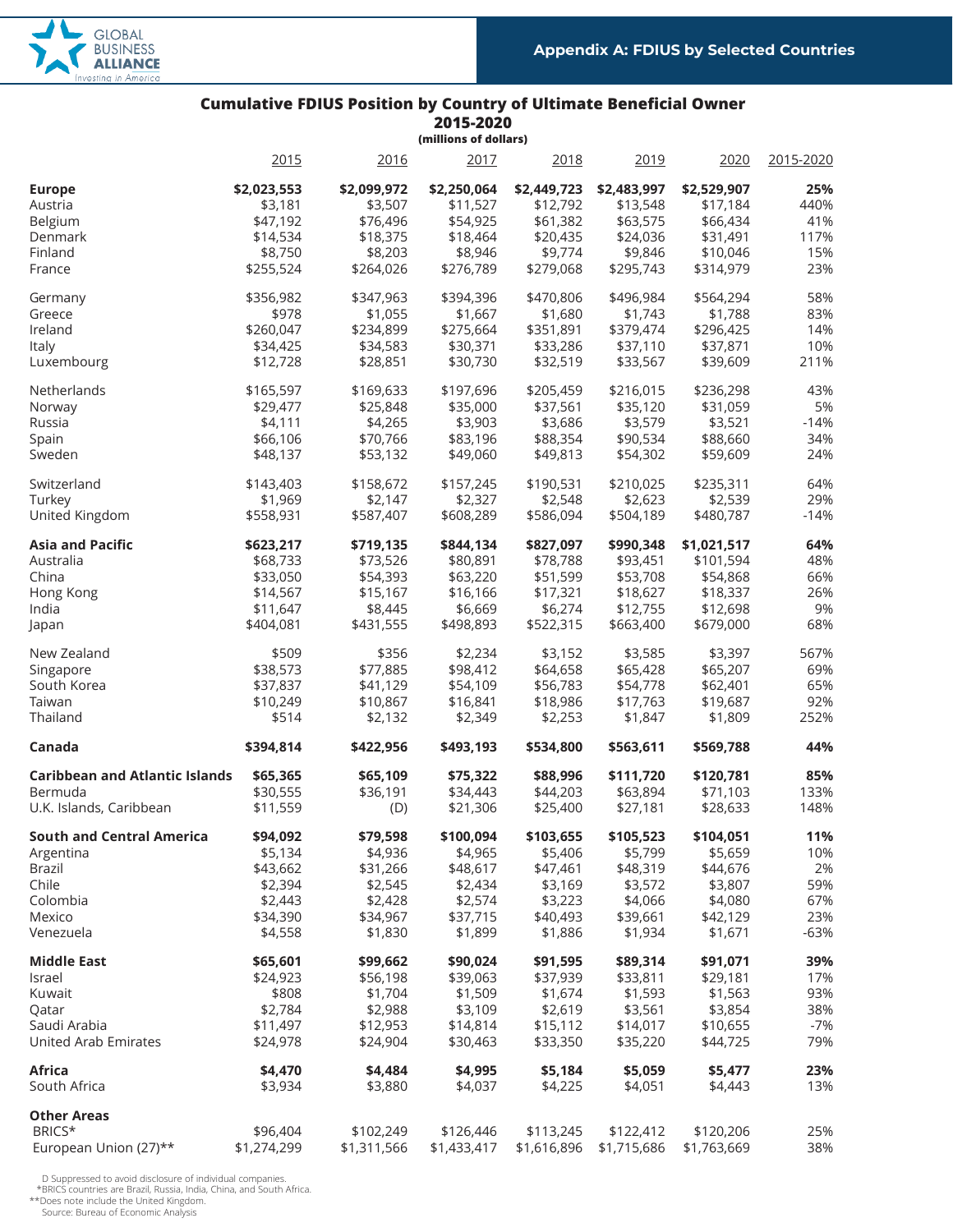## Appendix A: FDIUS by Selected Countries

### Cumulative FDIUS Position by Country of Ultimate Beneficial Owner
**2015-2020**
**(millions of dollars)**

| | 2015 | 2016 | 2017 | 2018 | 2019 | 2020 | 2015-2020 |
|---|---|---|---|---|---|---|---|
| **Europe** | **$2,023,553** | **$2,099,972** | **$2,250,064** | **$2,449,723** | **$2,483,997** | **$2,529,907** | **25%** |
| Austria | $3,181 | $3,507 | $11,527 | $12,792 | $13,548 | $17,184 | 440% |
| Belgium | $47,192 | $76,496 | $54,925 | $61,382 | $63,575 | $66,434 | 41% |
| Denmark | $14,534 | $18,375 | $18,464 | $20,435 | $24,036 | $31,491 | 117% |
| Finland | $8,750 | $8,203 | $8,946 | $9,774 | $9,846 | $10,046 | 15% |
| France | $255,524 | $264,026 | $276,789 | $279,068 | $295,743 | $314,979 | 23% |
| Germany | $356,982 | $347,963 | $394,396 | $470,806 | $496,984 | $564,294 | 58% |
| Greece | $978 | $1,055 | $1,667 | $1,680 | $1,743 | $1,788 | 83% |
| Ireland | $260,047 | $234,899 | $275,664 | $351,891 | $379,474 | $296,425 | 14% |
| Italy | $34,425 | $34,583 | $30,371 | $33,286 | $37,110 | $37,871 | 10% |
| Luxembourg | $12,728 | $28,851 | $30,730 | $32,519 | $33,567 | $39,609 | 211% |
| Netherlands | $165,597 | $169,633 | $197,696 | $205,459 | $216,015 | $236,298 | 43% |
| Norway | $29,477 | $25,848 | $35,000 | $37,561 | $35,120 | $31,059 | 5% |
| Russia | $4,111 | $4,265 | $3,903 | $3,686 | $3,579 | $3,521 | -14% |
| Spain | $66,106 | $70,766 | $83,196 | $88,354 | $90,534 | $88,660 | 34% |
| Sweden | $48,137 | $53,132 | $49,060 | $49,813 | $54,302 | $59,609 | 24% |
| Switzerland | $143,403 | $158,672 | $157,245 | $190,531 | $210,025 | $235,311 | 64% |
| Turkey | $1,969 | $2,147 | $2,327 | $2,548 | $2,623 | $2,539 | 29% |
| United Kingdom | $558,931 | $587,407 | $608,289 | $586,094 | $504,189 | $480,787 | -14% |
| **Asia and Pacific** | **$623,217** | **$719,135** | **$844,134** | **$827,097** | **$990,348** | **$1,021,517** | **64%** |
| Australia | $68,733 | $73,526 | $80,891 | $78,788 | $93,451 | $101,594 | 48% |
| China | $33,050 | $54,393 | $63,220 | $51,599 | $53,708 | $54,868 | 66% |
| Hong Kong | $14,567 | $15,167 | $16,166 | $17,321 | $18,627 | $18,337 | 26% |
| India | $11,647 | $8,445 | $6,669 | $6,274 | $12,755 | $12,698 | 9% |
| Japan | $404,081 | $431,555 | $498,893 | $522,315 | $663,400 | $679,000 | 68% |
| New Zealand | $509 | $356 | $2,234 | $3,152 | $3,585 | $3,397 | 567% |
| Singapore | $38,573 | $77,885 | $98,412 | $64,658 | $65,428 | $65,207 | 69% |
| South Korea | $37,837 | $41,129 | $54,109 | $56,783 | $54,778 | $62,401 | 65% |
| Taiwan | $10,249 | $10,867 | $16,841 | $18,986 | $17,763 | $19,687 | 92% |
| Thailand | $514 | $2,132 | $2,349 | $2,253 | $1,847 | $1,809 | 252% |
| **Canada** | **$394,814** | **$422,956** | **$493,193** | **$534,800** | **$563,611** | **$569,788** | **44%** |
| **Caribbean and Atlantic Islands** | **$65,365** | **$65,109** | **$75,322** | **$88,996** | **$111,720** | **$120,781** | **85%** |
| Bermuda | $30,555 | $36,191 | $34,443 | $44,203 | $63,894 | $71,103 | 133% |
| U.K. Islands, Caribbean | $11,559 | (D) | $21,306 | $25,400 | $27,181 | $28,633 | 148% |
| **South and Central America** | **$94,092** | **$79,598** | **$100,094** | **$103,655** | **$105,523** | **$104,051** | **11%** |
| Argentina | $5,134 | $4,936 | $4,965 | $5,406 | $5,799 | $5,659 | 10% |
| Brazil | $43,662 | $31,266 | $48,617 | $47,461 | $48,319 | $44,676 | 2% |
| Chile | $2,394 | $2,545 | $2,434 | $3,169 | $3,572 | $3,807 | 59% |
| Colombia | $2,443 | $2,428 | $2,574 | $3,223 | $4,066 | $4,080 | 67% |
| Mexico | $34,390 | $34,967 | $37,715 | $40,493 | $39,661 | $42,129 | 23% |
| Venezuela | $4,558 | $1,830 | $1,899 | $1,886 | $1,934 | $1,671 | -63% |
| **Middle East** | **$65,601** | **$99,662** | **$90,024** | **$91,595** | **$89,314** | **$91,071** | **39%** |
| Israel | $24,923 | $56,198 | $39,063 | $37,939 | $33,811 | $29,181 | 17% |
| Kuwait | $808 | $1,704 | $1,509 | $1,674 | $1,593 | $1,563 | 93% |
| Qatar | $2,784 | $2,988 | $3,109 | $2,619 | $3,561 | $3,854 | 38% |
| Saudi Arabia | $11,497 | $12,953 | $14,814 | $15,112 | $14,017 | $10,655 | -7% |
| United Arab Emirates | $24,978 | $24,904 | $30,463 | $33,350 | $35,220 | $44,725 | 79% |
| **Africa** | **$4,470** | **$4,484** | **$4,995** | **$5,184** | **$5,059** | **$5,477** | **23%** |
| South Africa | $3,934 | $3,880 | $4,037 | $4,225 | $4,051 | $4,443 | 13% |
| **Other Areas** | | | | | | | |
| BRICS* | $96,404 | $102,249 | $126,446 | $113,245 | $122,412 | $120,206 | 25% |
| European Union (27)** | $1,274,299 | $1,311,566 | $1,433,417 | $1,616,896 | $1,715,686 | $1,763,669 | 38% |

D Suppressed to avoid disclosure of individual companies.
*BRICS countries are Brazil, Russia, India, China, and South Africa.
**Does note include the United Kingdom.
Source: Bureau of Economic Analysis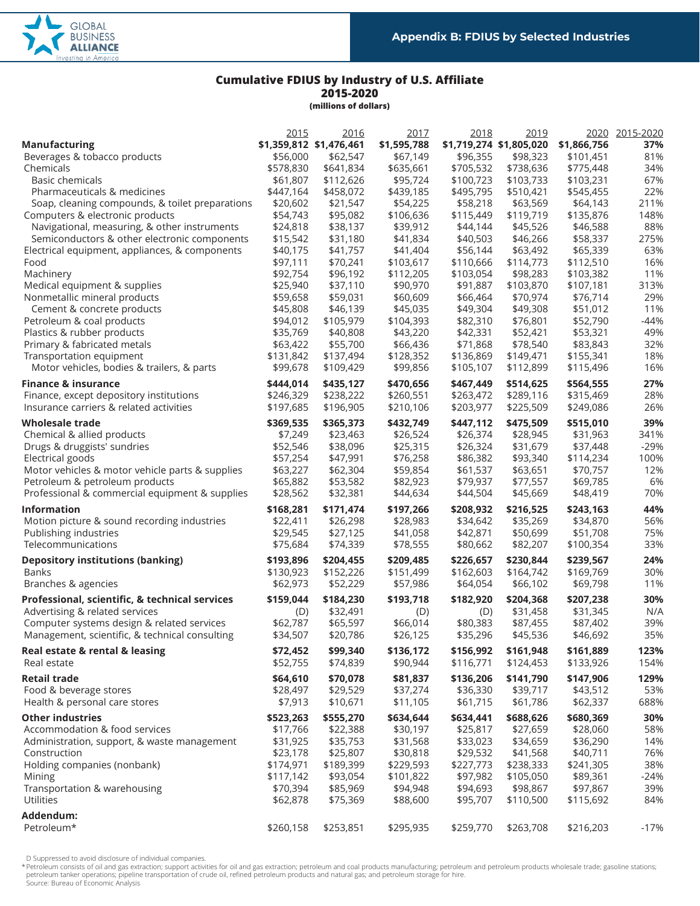## Appendix B: FDIUS by Selected Industries

### Cumulative FDIUS by Industry of U.S. Affiliate
### 2015-2020
**(millions of dollars)**

| | 2015 | 2016 | 2017 | 2018 | 2019 | 2020 | 2015-2020 |
|---|---|---|---|---|---|---|---|
| **Manufacturing** | **$1,359,812** | **$1,476,461** | **$1,595,788** | **$1,719,274** | **$1,805,020** | **$1,866,756** | **37%** |
| Beverages & tobacco products | $56,000 | $62,547 | $67,149 | $96,355 | $98,323 | $101,451 | 81% |
| Chemicals | $578,830 | $641,834 | $635,661 | $705,532 | $738,636 | $775,448 | 34% |
| Basic chemicals | $61,807 | $112,626 | $95,724 | $100,723 | $103,733 | $103,231 | 67% |
| Pharmaceuticals & medicines | $447,164 | $458,072 | $439,185 | $495,795 | $510,421 | $545,455 | 22% |
| Soap, cleaning compounds, & toilet preparations | $20,602 | $21,547 | $54,225 | $58,218 | $63,569 | $64,143 | 211% |
| Computers & electronic products | $54,743 | $95,082 | $106,636 | $115,449 | $119,719 | $135,876 | 148% |
| Navigational, measuring, & other instruments | $24,818 | $38,137 | $39,912 | $44,144 | $45,526 | $46,588 | 88% |
| Semiconductors & other electronic components | $15,542 | $31,180 | $41,834 | $40,503 | $46,266 | $58,337 | 275% |
| Electrical equipment, appliances, & components | $40,175 | $41,757 | $41,404 | $56,144 | $63,492 | $65,339 | 63% |
| Food | $97,111 | $70,241 | $103,617 | $110,666 | $114,773 | $112,510 | 16% |
| Machinery | $92,754 | $96,192 | $112,205 | $103,054 | $98,283 | $103,382 | 11% |
| Medical equipment & supplies | $25,940 | $37,110 | $90,970 | $91,887 | $103,870 | $107,181 | 313% |
| Nonmetallic mineral products | $59,658 | $59,031 | $60,609 | $66,464 | $70,974 | $76,714 | 29% |
| Cement & concrete products | $45,808 | $46,139 | $45,035 | $49,304 | $49,308 | $51,012 | 11% |
| Petroleum & coal products | $94,012 | $105,979 | $104,393 | $82,310 | $76,801 | $52,790 | -44% |
| Plastics & rubber products | $35,769 | $40,808 | $43,220 | $42,331 | $52,421 | $53,321 | 49% |
| Primary & fabricated metals | $63,422 | $55,700 | $66,436 | $71,868 | $78,540 | $83,843 | 32% |
| Transportation equipment | $131,842 | $137,494 | $128,352 | $136,869 | $149,471 | $155,341 | 18% |
| Motor vehicles, bodies & trailers, & parts | $99,678 | $109,429 | $99,856 | $105,107 | $112,899 | $115,496 | 16% |
| **Finance & insurance** | **$444,014** | **$435,127** | **$470,656** | **$467,449** | **$514,625** | **$564,555** | **27%** |
| Finance, except depository institutions | $246,329 | $238,222 | $260,551 | $263,472 | $289,116 | $315,469 | 28% |
| Insurance carriers & related activities | $197,685 | $196,905 | $210,106 | $203,977 | $225,509 | $249,086 | 26% |
| **Wholesale trade** | **$369,535** | **$365,373** | **$432,749** | **$447,112** | **$475,509** | **$515,010** | **39%** |
| Chemical & allied products | $7,249 | $23,463 | $26,524 | $26,374 | $28,945 | $31,963 | 341% |
| Drugs & druggists' sundries | $52,546 | $38,096 | $25,315 | $26,324 | $31,679 | $37,448 | -29% |
| Electrical goods | $57,254 | $47,991 | $76,258 | $86,382 | $93,340 | $114,234 | 100% |
| Motor vehicles & motor vehicle parts & supplies | $63,227 | $62,304 | $59,854 | $61,537 | $63,651 | $70,757 | 12% |
| Petroleum & petroleum products | $65,882 | $53,582 | $82,923 | $79,937 | $77,557 | $69,785 | 6% |
| Professional & commercial equipment & supplies | $28,562 | $32,381 | $44,634 | $44,504 | $45,669 | $48,419 | 70% |
| **Information** | **$168,281** | **$171,474** | **$197,266** | **$208,932** | **$216,525** | **$243,163** | **44%** |
| Motion picture & sound recording industries | $22,411 | $26,298 | $28,983 | $34,642 | $35,269 | $34,870 | 56% |
| Publishing industries | $29,545 | $27,125 | $41,058 | $42,871 | $50,699 | $51,708 | 75% |
| Telecommunications | $75,684 | $74,339 | $78,555 | $80,662 | $82,207 | $100,354 | 33% |
| **Depository institutions (banking)** | **$193,896** | **$204,455** | **$209,485** | **$226,657** | **$230,844** | **$239,567** | **24%** |
| Banks | $130,923 | $152,226 | $151,499 | $162,603 | $164,742 | $169,769 | 30% |
| Branches & agencies | $62,973 | $52,229 | $57,986 | $64,054 | $66,102 | $69,798 | 11% |
| **Professional, scientific, & technical services** | **$159,044** | **$184,230** | **$193,718** | **$182,920** | **$204,368** | **$207,238** | **30%** |
| Advertising & related services | (D) | $32,491 | (D) | (D) | $31,458 | $31,345 | N/A |
| Computer systems design & related services | $62,787 | $65,597 | $66,014 | $80,383 | $87,455 | $87,402 | 39% |
| Management, scientific, & technical consulting | $34,507 | $20,786 | $26,125 | $35,296 | $45,536 | $46,692 | 35% |
| **Real estate & rental & leasing** | **$72,452** | **$99,340** | **$136,172** | **$156,992** | **$161,948** | **$161,889** | **123%** |
| Real estate | $52,755 | $74,839 | $90,944 | $116,771 | $124,453 | $133,926 | 154% |
| **Retail trade** | **$64,610** | **$70,078** | **$81,837** | **$136,206** | **$141,790** | **$147,906** | **129%** |
| Food & beverage stores | $28,497 | $29,529 | $37,274 | $36,330 | $39,717 | $43,512 | 53% |
| Health & personal care stores | $7,913 | $10,671 | $11,105 | $61,715 | $61,786 | $62,337 | 688% |
| **Other industries** | **$523,263** | **$555,270** | **$634,644** | **$634,441** | **$688,626** | **$680,369** | **30%** |
| Accommodation & food services | $17,766 | $22,388 | $30,197 | $25,817 | $27,659 | $28,060 | 58% |
| Administration, support, & waste management | $31,925 | $35,753 | $31,568 | $33,023 | $34,659 | $36,290 | 14% |
| Construction | $23,178 | $25,807 | $30,818 | $29,532 | $41,568 | $40,711 | 76% |
| Holding companies (nonbank) | $174,971 | $189,399 | $229,593 | $227,773 | $238,333 | $241,305 | 38% |
| Mining | $117,142 | $93,054 | $101,822 | $97,982 | $105,050 | $89,361 | -24% |
| Transportation & warehousing | $70,394 | $85,969 | $94,948 | $94,693 | $98,867 | $97,867 | 39% |
| Utilities | $62,878 | $75,369 | $88,600 | $95,707 | $110,500 | $115,692 | 84% |
| **Addendum:** | | | | | | | |
| Petroleum* | $260,158 | $253,851 | $295,935 | $259,770 | $263,708 | $216,203 | -17% |

D Suppressed to avoid disclosure of individual companies.

*Petroleum consists of oil and gas extraction; support activities for oil and gas extraction; petroleum and coal products manufacturing; petroleum and petroleum products wholesale trade; gasoline stations; petroleum tanker operations; pipeline transportation of crude oil, refined petroleum products and natural gas; and petroleum storage for hire.

Source: Bureau of Economic Analysis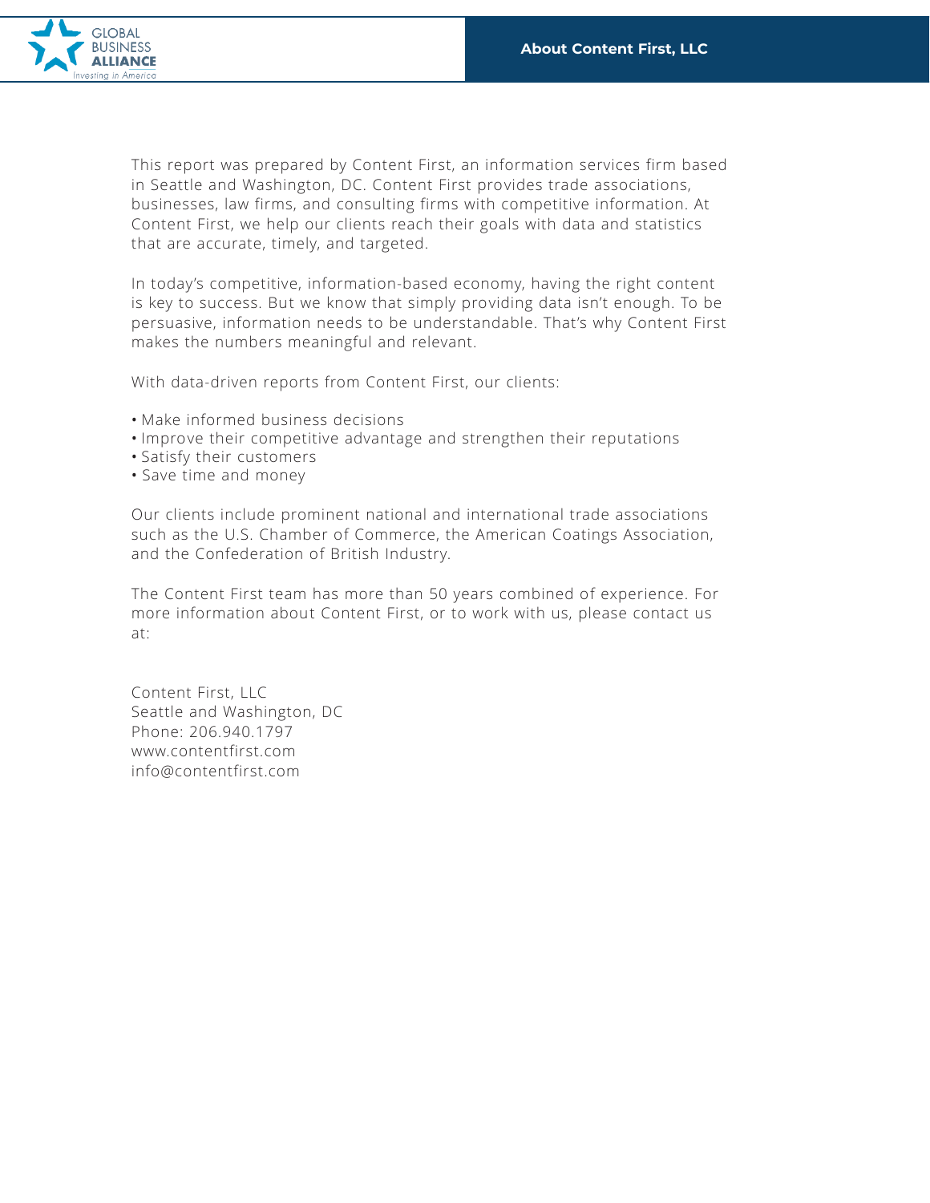# About Content First, LLC

This report was prepared by Content First, an information services firm based in Seattle and Washington, DC. Content First provides trade associations, businesses, law firms, and consulting firms with competitive information. At Content First, we help our clients reach their goals with data and statistics that are accurate, timely, and targeted.

In today's competitive, information-based economy, having the right content is key to success. But we know that simply providing data isn't enough. To be persuasive, information needs to be understandable. That's why Content First makes the numbers meaningful and relevant.

With data-driven reports from Content First, our clients:

- Make informed business decisions
- Improve their competitive advantage and strengthen their reputations
- Satisfy their customers
- Save time and money

Our clients include prominent national and international trade associations such as the U.S. Chamber of Commerce, the American Coatings Association, and the Confederation of British Industry.

The Content First team has more than 50 years combined of experience. For more information about Content First, or to work with us, please contact us at:

Content First, LLC
Seattle and Washington, DC
Phone: 206.940.1797
www.contentfirst.com
info@contentfirst.com